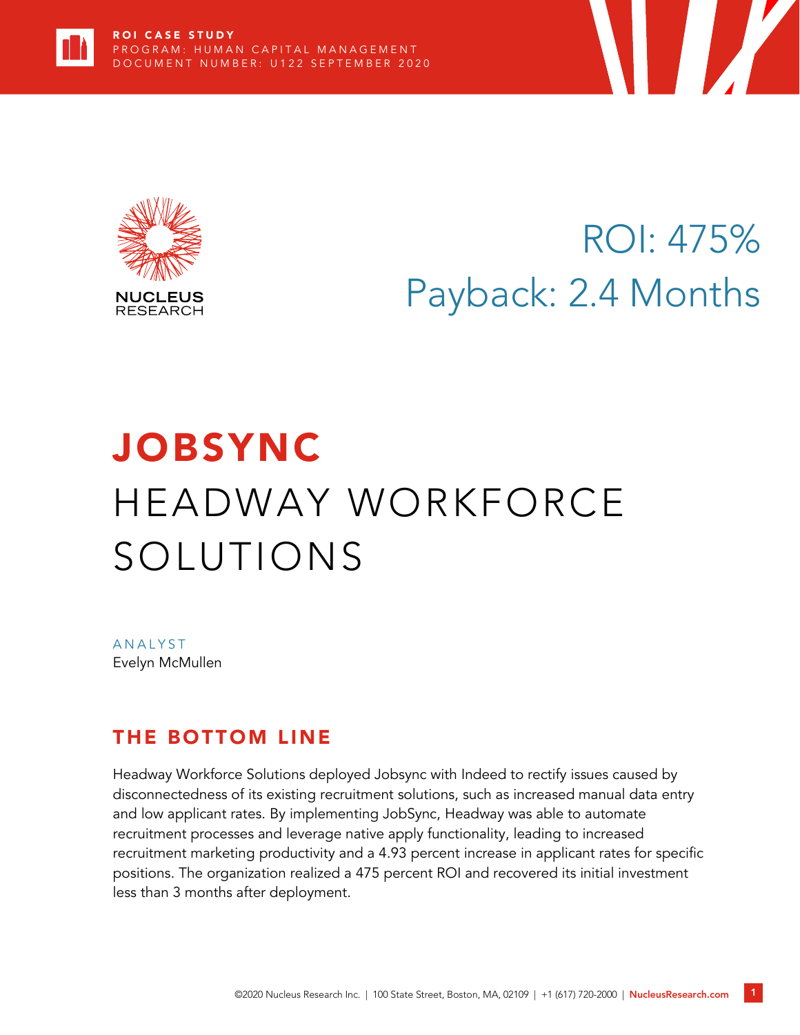**ROI CASE STUDY**
PROGRAM: HUMAN CAPITAL MANAGEMENT
DOCUMENT NUMBER: U122 SEPTEMBER 2020

NUCLEUS RESEARCH

ROI: 475%
Payback: 2.4 Months

# JOBSYNC
# HEADWAY WORKFORCE SOLUTIONS

ANALYST
Evelyn McMullen

## THE BOTTOM LINE

Headway Workforce Solutions deployed Jobsync with Indeed to rectify issues caused by disconnectedness of its existing recruitment solutions, such as increased manual data entry and low applicant rates. By implementing JobSync, Headway was able to automate recruitment processes and leverage native apply functionality, leading to increased recruitment marketing productivity and a 4.93 percent increase in applicant rates for specific positions. The organization realized a 475 percent ROI and recovered its initial investment less than 3 months after deployment.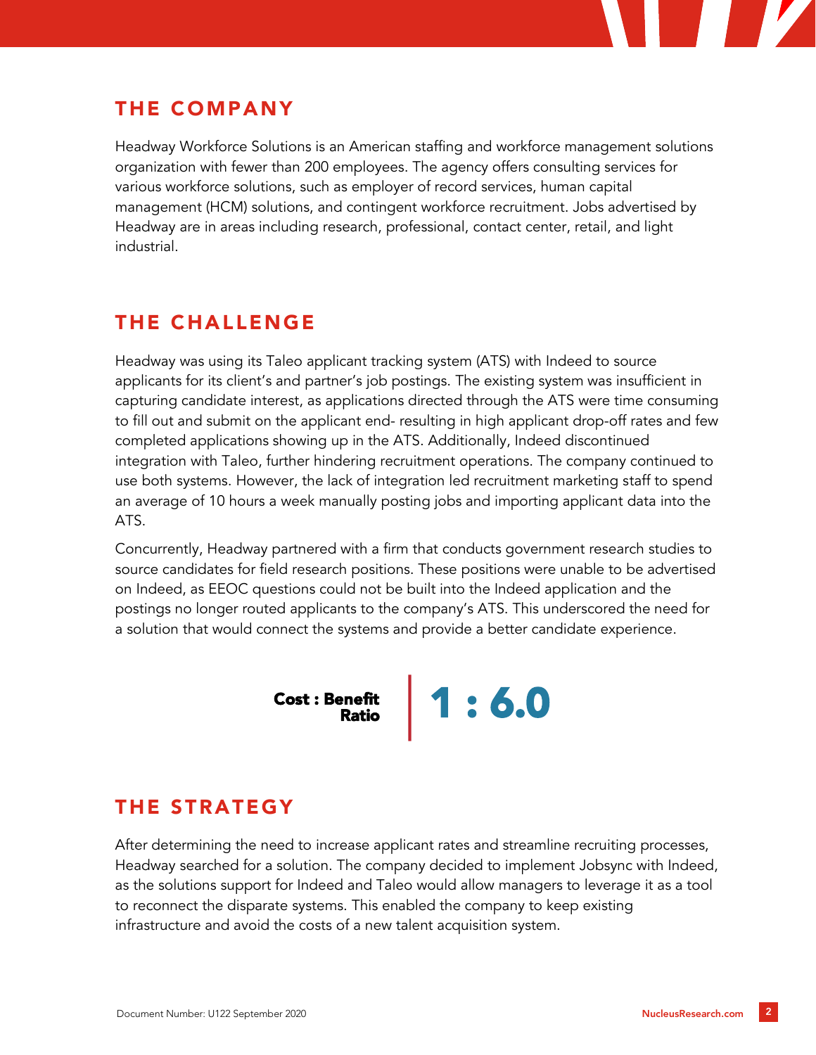## THE COMPANY

Headway Workforce Solutions is an American staffing and workforce management solutions organization with fewer than 200 employees. The agency offers consulting services for various workforce solutions, such as employer of record services, human capital management (HCM) solutions, and contingent workforce recruitment. Jobs advertised by Headway are in areas including research, professional, contact center, retail, and light industrial.

## THE CHALLENGE

Headway was using its Taleo applicant tracking system (ATS) with Indeed to source applicants for its client's and partner's job postings. The existing system was insufficient in capturing candidate interest, as applications directed through the ATS were time consuming to fill out and submit on the applicant end- resulting in high applicant drop-off rates and few completed applications showing up in the ATS. Additionally, Indeed discontinued integration with Taleo, further hindering recruitment operations. The company continued to use both systems. However, the lack of integration led recruitment marketing staff to spend an average of 10 hours a week manually posting jobs and importing applicant data into the ATS.

Concurrently, Headway partnered with a firm that conducts government research studies to source candidates for field research positions. These positions were unable to be advertised on Indeed, as EEOC questions could not be built into the Indeed application and the postings no longer routed applicants to the company's ATS. This underscored the need for a solution that would connect the systems and provide a better candidate experience.

**Cost : Benefit Ratio** | **1 : 6.0**

## THE STRATEGY

After determining the need to increase applicant rates and streamline recruiting processes, Headway searched for a solution. The company decided to implement Jobsync with Indeed, as the solutions support for Indeed and Taleo would allow managers to leverage it as a tool to reconnect the disparate systems. This enabled the company to keep existing infrastructure and avoid the costs of a new talent acquisition system.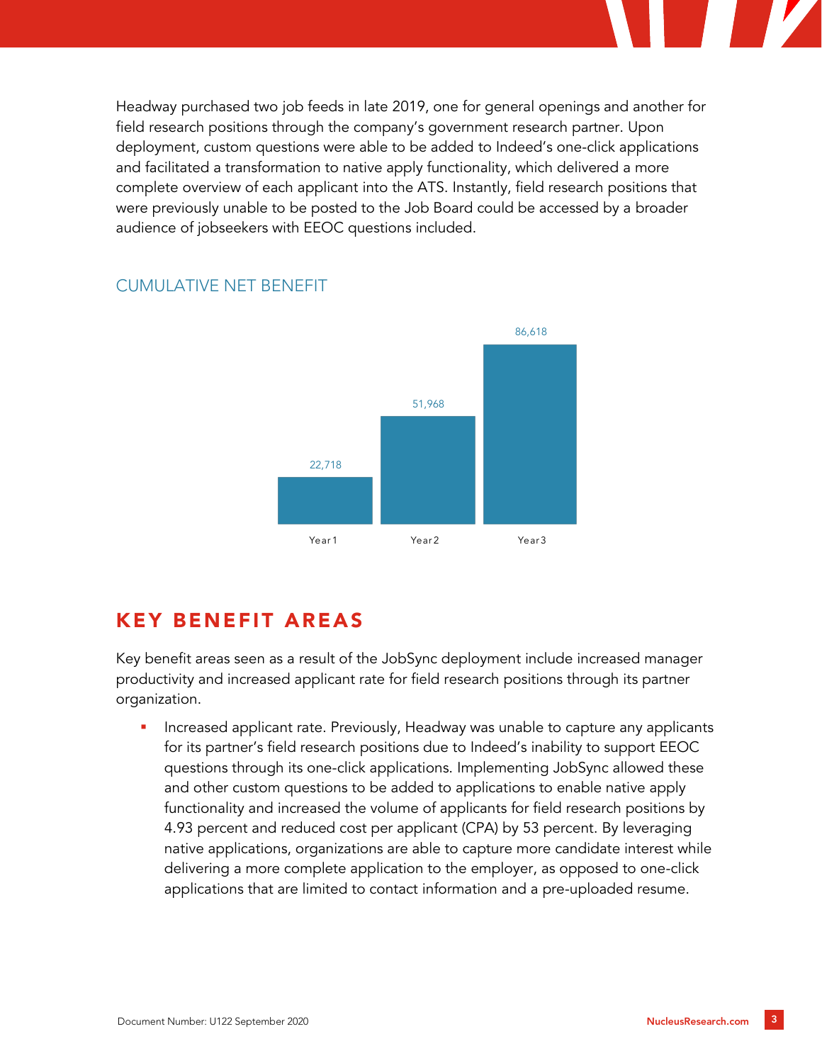Headway purchased two job feeds in late 2019, one for general openings and another for field research positions through the company's government research partner. Upon deployment, custom questions were able to be added to Indeed's one-click applications and facilitated a transformation to native apply functionality, which delivered a more complete overview of each applicant into the ATS. Instantly, field research positions that were previously unable to be posted to the Job Board could be accessed by a broader audience of jobseekers with EEOC questions included.

### CUMULATIVE NET BENEFIT

| | Year 1 | Year 2 | Year 3 |
|---|---|---|---|
| Cumulative net benefit | 22,718 | 51,968 | 86,618 |

## KEY BENEFIT AREAS

Key benefit areas seen as a result of the JobSync deployment include increased manager productivity and increased applicant rate for field research positions through its partner organization.

- Increased applicant rate. Previously, Headway was unable to capture any applicants for its partner's field research positions due to Indeed's inability to support EEOC questions through its one-click applications. Implementing JobSync allowed these and other custom questions to be added to applications to enable native apply functionality and increased the volume of applicants for field research positions by 4.93 percent and reduced cost per applicant (CPA) by 53 percent. By leveraging native applications, organizations are able to capture more candidate interest while delivering a more complete application to the employer, as opposed to one-click applications that are limited to contact information and a pre-uploaded resume.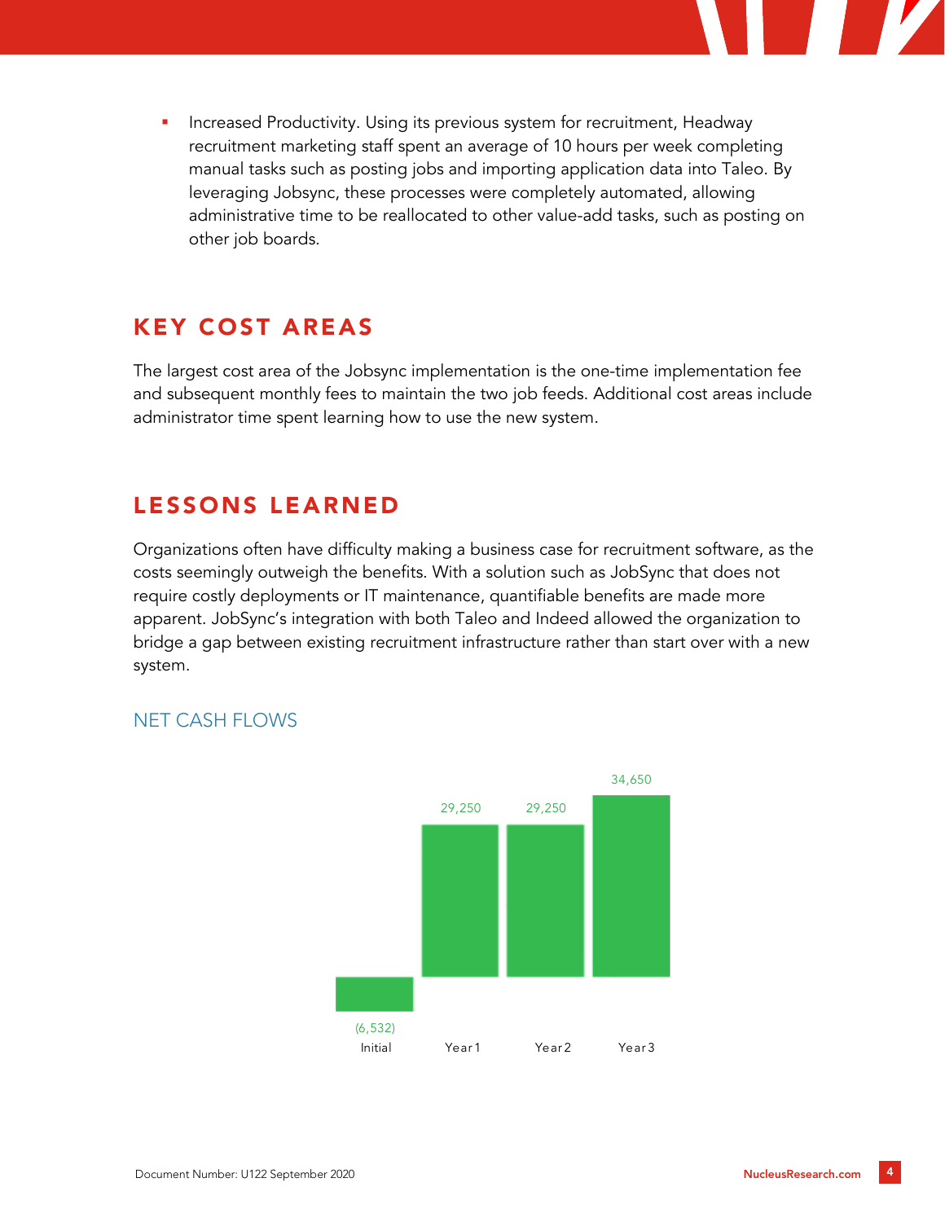- Increased Productivity. Using its previous system for recruitment, Headway recruitment marketing staff spent an average of 10 hours per week completing manual tasks such as posting jobs and importing application data into Taleo. By leveraging Jobsync, these processes were completely automated, allowing administrative time to be reallocated to other value-add tasks, such as posting on other job boards.

## KEY COST AREAS

The largest cost area of the Jobsync implementation is the one-time implementation fee and subsequent monthly fees to maintain the two job feeds. Additional cost areas include administrator time spent learning how to use the new system.

## LESSONS LEARNED

Organizations often have difficulty making a business case for recruitment software, as the costs seemingly outweigh the benefits. With a solution such as JobSync that does not require costly deployments or IT maintenance, quantifiable benefits are made more apparent. JobSync's integration with both Taleo and Indeed allowed the organization to bridge a gap between existing recruitment infrastructure rather than start over with a new system.

### NET CASH FLOWS

| Initial | Year 1 | Year 2 | Year 3 |
|---|---|---|---|
| (6,532) | 29,250 | 29,250 | 34,650 |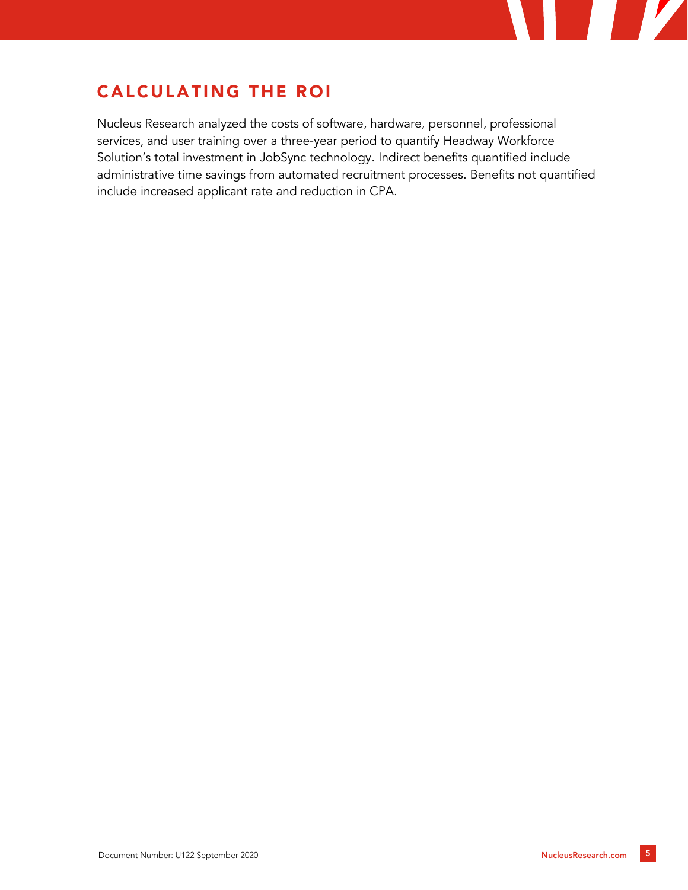## CALCULATING THE ROI

Nucleus Research analyzed the costs of software, hardware, personnel, professional services, and user training over a three-year period to quantify Headway Workforce Solution's total investment in JobSync technology. Indirect benefits quantified include administrative time savings from automated recruitment processes. Benefits not quantified include increased applicant rate and reduction in CPA.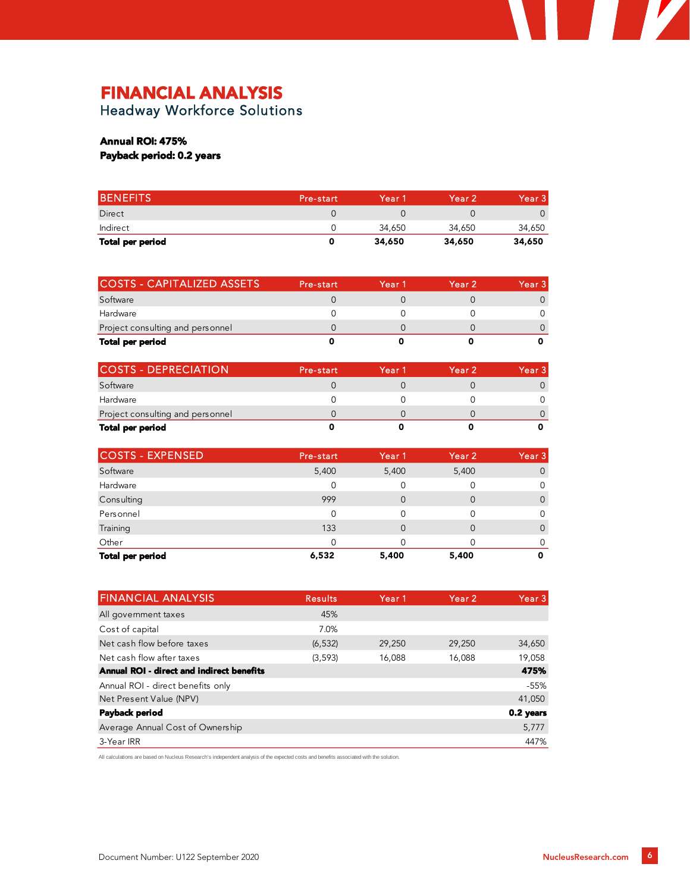# FINANCIAL ANALYSIS

## Headway Workforce Solutions

**Annual ROI: 475%**
**Payback period: 0.2 years**

| BENEFITS | Pre-start | Year 1 | Year 2 | Year 3 |
|---|---|---|---|---|
| Direct | 0 | 0 | 0 | 0 |
| Indirect | 0 | 34,650 | 34,650 | 34,650 |
| **Total per period** | **0** | **34,650** | **34,650** | **34,650** |

| COSTS - CAPITALIZED ASSETS | Pre-start | Year 1 | Year 2 | Year 3 |
|---|---|---|---|---|
| Software | 0 | 0 | 0 | 0 |
| Hardware | 0 | 0 | 0 | 0 |
| Project consulting and personnel | 0 | 0 | 0 | 0 |
| **Total per period** | **0** | **0** | **0** | **0** |

| COSTS - DEPRECIATION | Pre-start | Year 1 | Year 2 | Year 3 |
|---|---|---|---|---|
| Software | 0 | 0 | 0 | 0 |
| Hardware | 0 | 0 | 0 | 0 |
| Project consulting and personnel | 0 | 0 | 0 | 0 |
| **Total per period** | **0** | **0** | **0** | **0** |

| COSTS - EXPENSED | Pre-start | Year 1 | Year 2 | Year 3 |
|---|---|---|---|---|
| Software | 5,400 | 5,400 | 5,400 | 0 |
| Hardware | 0 | 0 | 0 | 0 |
| Consulting | 999 | 0 | 0 | 0 |
| Personnel | 0 | 0 | 0 | 0 |
| Training | 133 | 0 | 0 | 0 |
| Other | 0 | 0 | 0 | 0 |
| **Total per period** | **6,532** | **5,400** | **5,400** | **0** |

| FINANCIAL ANALYSIS | Results | Year 1 | Year 2 | Year 3 |
|---|---|---|---|---|
| All government taxes | 45% | | | |
| Cost of capital | 7.0% | | | |
| Net cash flow before taxes | (6,532) | 29,250 | 29,250 | 34,650 |
| Net cash flow after taxes | (3,593) | 16,088 | 16,088 | 19,058 |
| **Annual ROI - direct and indirect benefits** | | | | **475%** |
| Annual ROI - direct benefits only | | | | -55% |
| Net Present Value (NPV) | | | | 41,050 |
| **Payback period** | | | | **0.2 years** |
| Average Annual Cost of Ownership | | | | 5,777 |
| 3-Year IRR | | | | 447% |

All calculations are based on Nucleus Research's independent analysis of the expected costs and benefits associated with the solution.

Document Number: U122 September 2020

NucleusResearch.com